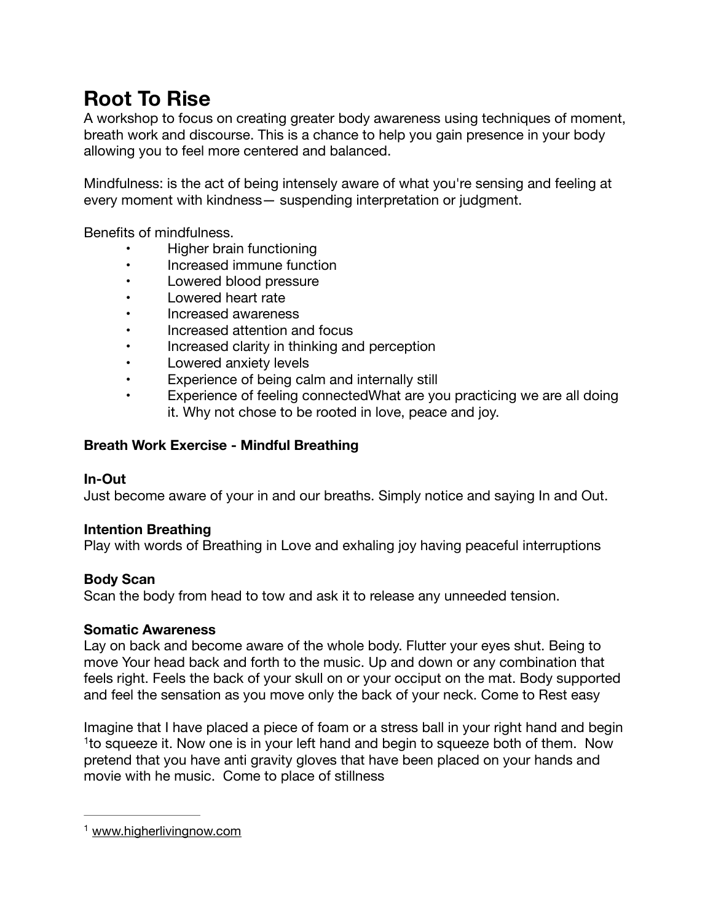# Root To Rise

A workshop to focus on creating greater body awareness using techniques of moment, breath work and discourse. This is a chance to help you gain presence in your body allowing you to feel more centered and balanced.

Mindfulness: is the act of being intensely aware of what you're sensing and feeling at every moment with kindness— suspending interpretation or judgment.

Benefits of mindfulness.

- Higher brain functioning
- Increased immune function
- Lowered blood pressure
- Lowered heart rate
- Increased awareness
- Increased attention and focus
- Increased clarity in thinking and perception
- Lowered anxiety levels
- Experience of being calm and internally still
- Experience of feeling connectedWhat are you practicing we are all doing it. Why not chose to be rooted in love, peace and joy.

**Breath Work Exercise - Mindful Breathing**

**In-Out**

Just become aware of your in and our breaths. Simply notice and saying In and Out.

**Intention Breathing**

Play with words of Breathing in Love and exhaling joy having peaceful interruptions

**Body Scan**

Scan the body from head to tow and ask it to release any unneeded tension.

**Somatic Awareness**

Lay on back and become aware of the whole body. Flutter your eyes shut. Being to move Your head back and forth to the music. Up and down or any combination that feels right. Feels the back of your skull on or your occiput on the mat. Body supported and feel the sensation as you move only the back of your neck. Come to Rest easy

Imagine that I have placed a piece of foam or a stress ball in your right hand and begin [1]to squeeze it. Now one is in your left hand and begin to squeeze both of them. Now pretend that you have anti gravity gloves that have been placed on your hands and movie with he music. Come to place of stillness

---

[1] www.higherlivingnow.com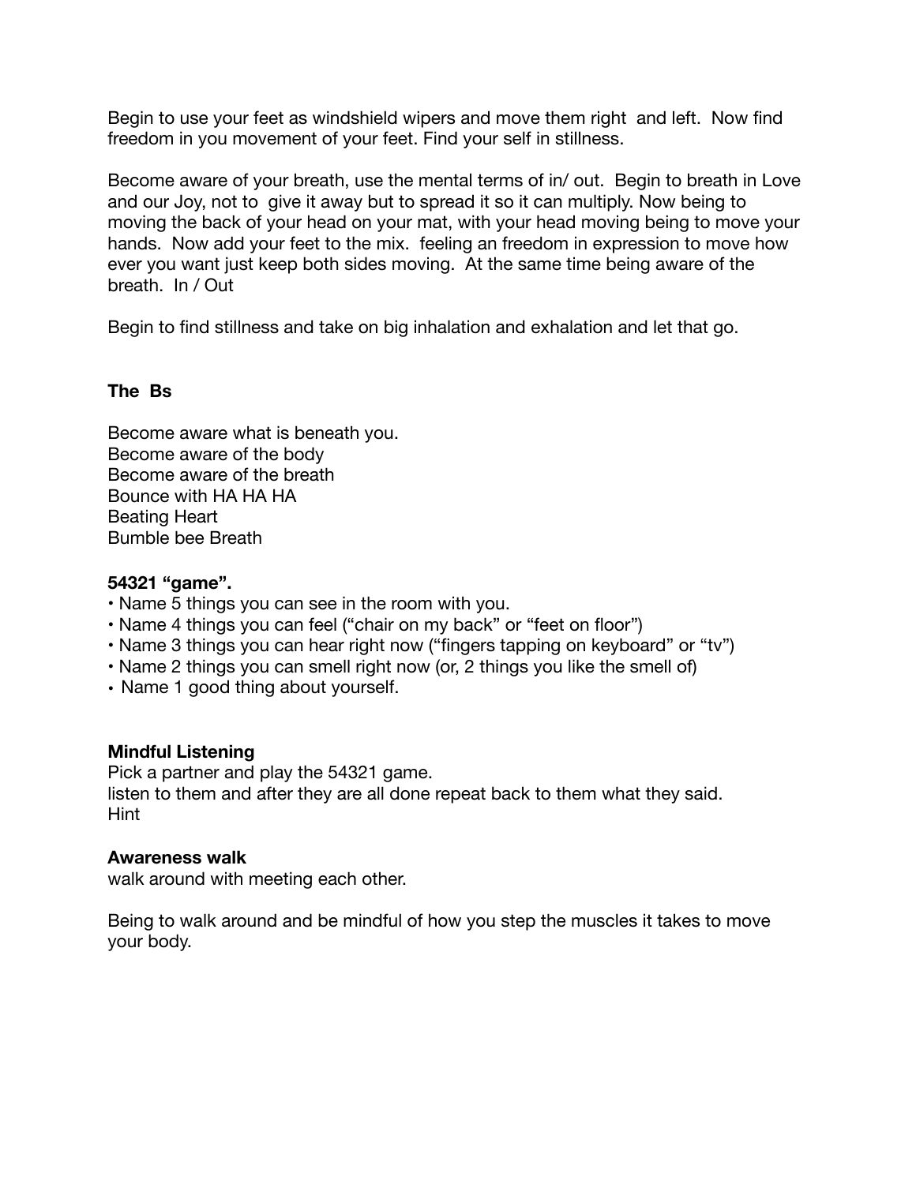Begin to use your feet as windshield wipers and move them right and left. Now find freedom in you movement of your feet. Find your self in stillness.

Become aware of your breath, use the mental terms of in/ out. Begin to breath in Love and our Joy, not to give it away but to spread it so it can multiply. Now being to moving the back of your head on your mat, with your head moving being to move your hands. Now add your feet to the mix. feeling an freedom in expression to move how ever you want just keep both sides moving. At the same time being aware of the breath. In / Out

Begin to find stillness and take on big inhalation and exhalation and let that go.

**The Bs**

Become aware what is beneath you.
Become aware of the body
Become aware of the breath
Bounce with HA HA HA
Beating Heart
Bumble bee Breath

**54321 "game".**

- Name 5 things you can see in the room with you.
- Name 4 things you can feel ("chair on my back" or "feet on floor")
- Name 3 things you can hear right now ("fingers tapping on keyboard" or "tv")
- Name 2 things you can smell right now (or, 2 things you like the smell of)
- Name 1 good thing about yourself.

**Mindful Listening**
Pick a partner and play the 54321 game.
listen to them and after they are all done repeat back to them what they said.
Hint

**Awareness walk**
walk around with meeting each other.

Being to walk around and be mindful of how you step the muscles it takes to move your body.